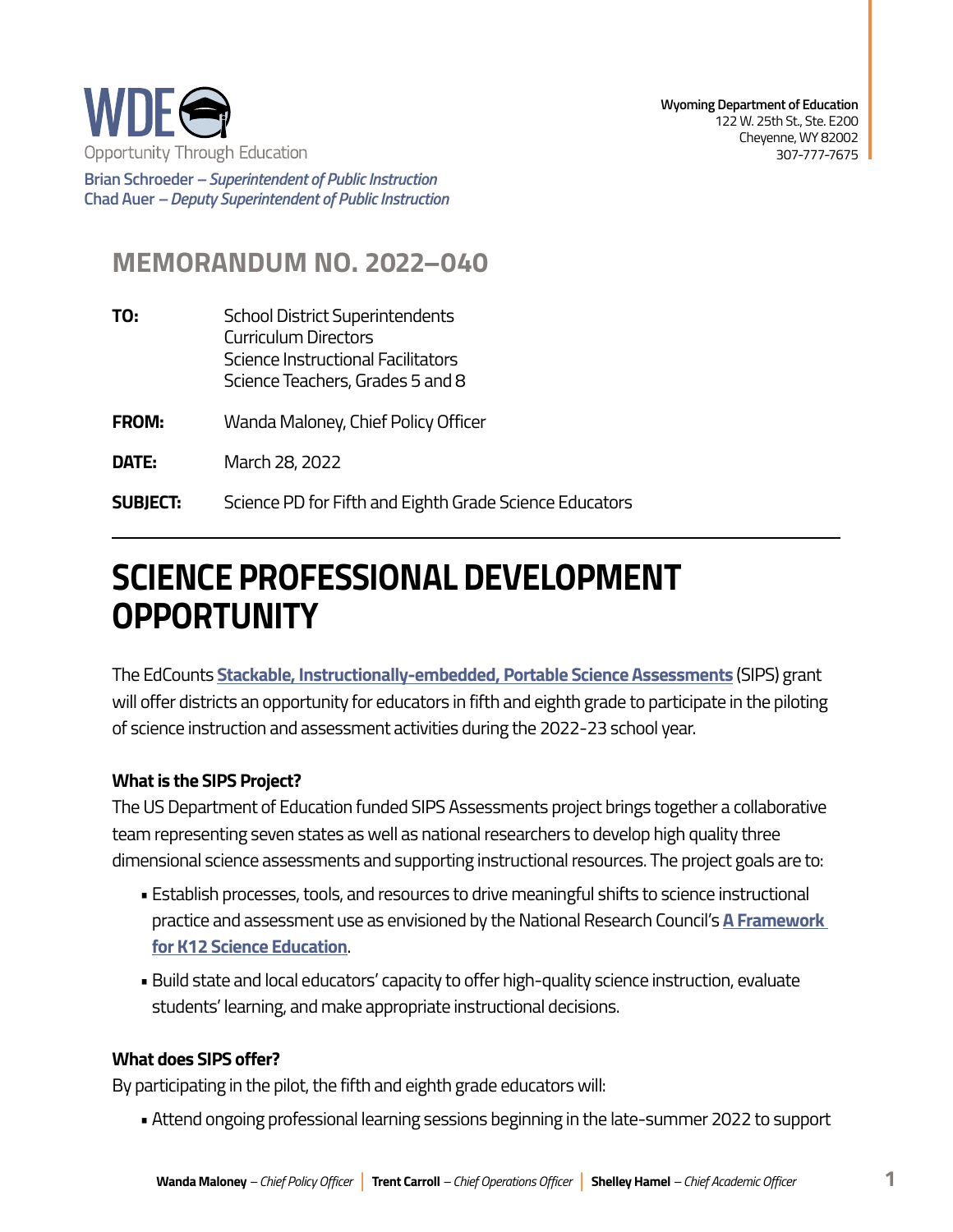WDE
Opportunity Through Education

**Brian Schroeder** – *Superintendent of Public Instruction*
**Chad Auer** – *Deputy Superintendent of Public Instruction*

**Wyoming Department of Education**
122 W. 25th St., Ste. E200
Cheyenne, WY 82002
307-777-7675

## MEMORANDUM NO. 2022–040

**TO:** School District Superintendents
Curriculum Directors
Science Instructional Facilitators
Science Teachers, Grades 5 and 8

**FROM:** Wanda Maloney, Chief Policy Officer

**DATE:** March 28, 2022

**SUBJECT:** Science PD for Fifth and Eighth Grade Science Educators

---

# SCIENCE PROFESSIONAL DEVELOPMENT OPPORTUNITY

The EdCounts **Stackable, Instructionally-embedded, Portable Science Assessments** (SIPS) grant will offer districts an opportunity for educators in fifth and eighth grade to participate in the piloting of science instruction and assessment activities during the 2022-23 school year.

### What is the SIPS Project?

The US Department of Education funded SIPS Assessments project brings together a collaborative team representing seven states as well as national researchers to develop high quality three dimensional science assessments and supporting instructional resources. The project goals are to:

- Establish processes, tools, and resources to drive meaningful shifts to science instructional practice and assessment use as envisioned by the National Research Council's **A Framework for K12 Science Education**.
- Build state and local educators' capacity to offer high-quality science instruction, evaluate students' learning, and make appropriate instructional decisions.

### What does SIPS offer?

By participating in the pilot, the fifth and eighth grade educators will:

- Attend ongoing professional learning sessions beginning in the late-summer 2022 to support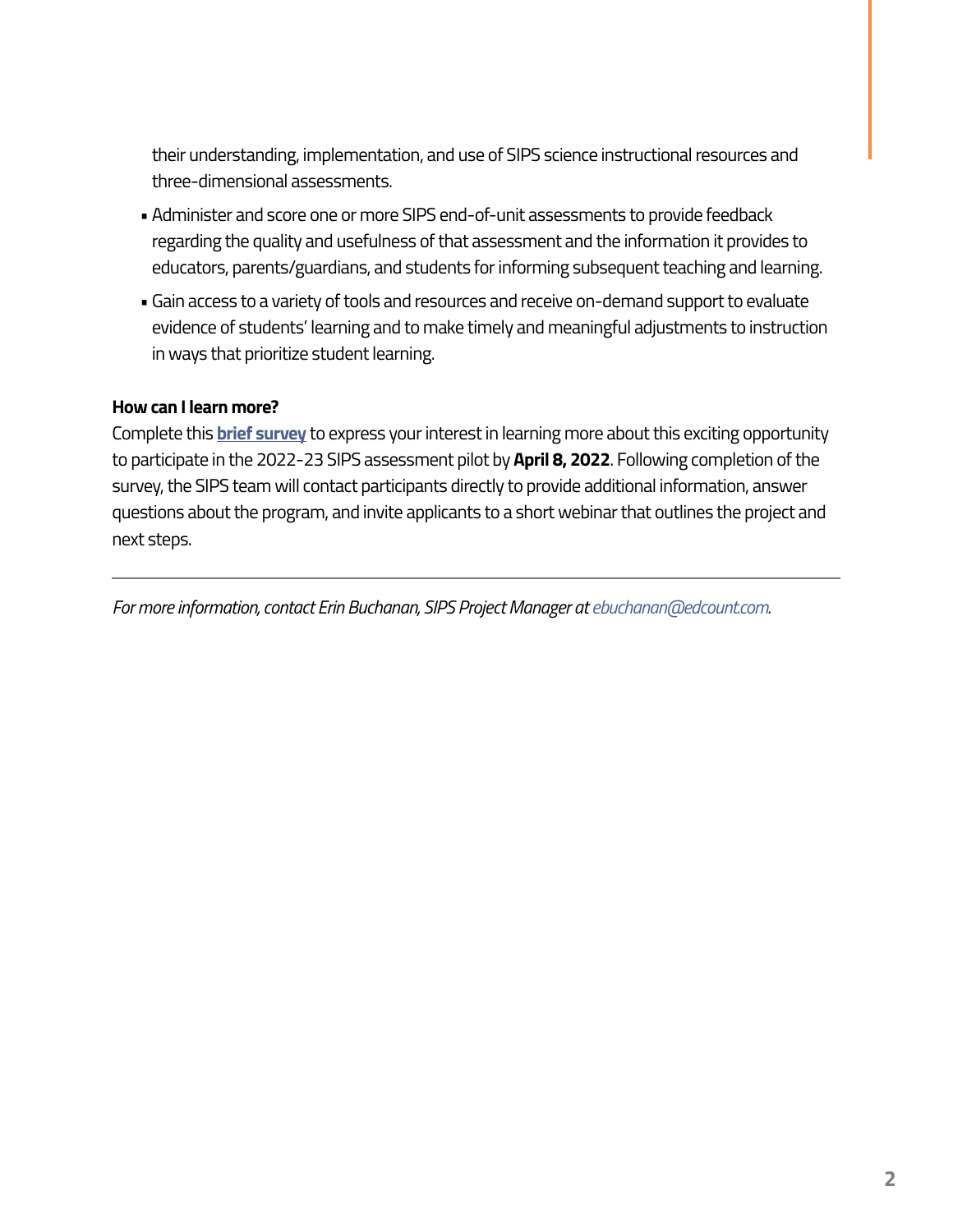their understanding, implementation, and use of SIPS science instructional resources and three-dimensional assessments.

- Administer and score one or more SIPS end-of-unit assessments to provide feedback regarding the quality and usefulness of that assessment and the information it provides to educators, parents/guardians, and students for informing subsequent teaching and learning.
- Gain access to a variety of tools and resources and receive on-demand support to evaluate evidence of students' learning and to make timely and meaningful adjustments to instruction in ways that prioritize student learning.

**How can I learn more?**

Complete this **brief survey** to express your interest in learning more about this exciting opportunity to participate in the 2022-23 SIPS assessment pilot by **April 8, 2022**. Following completion of the survey, the SIPS team will contact participants directly to provide additional information, answer questions about the program, and invite applicants to a short webinar that outlines the project and next steps.

---

*For more information, contact Erin Buchanan, SIPS Project Manager at ebuchanan@edcount.com.*